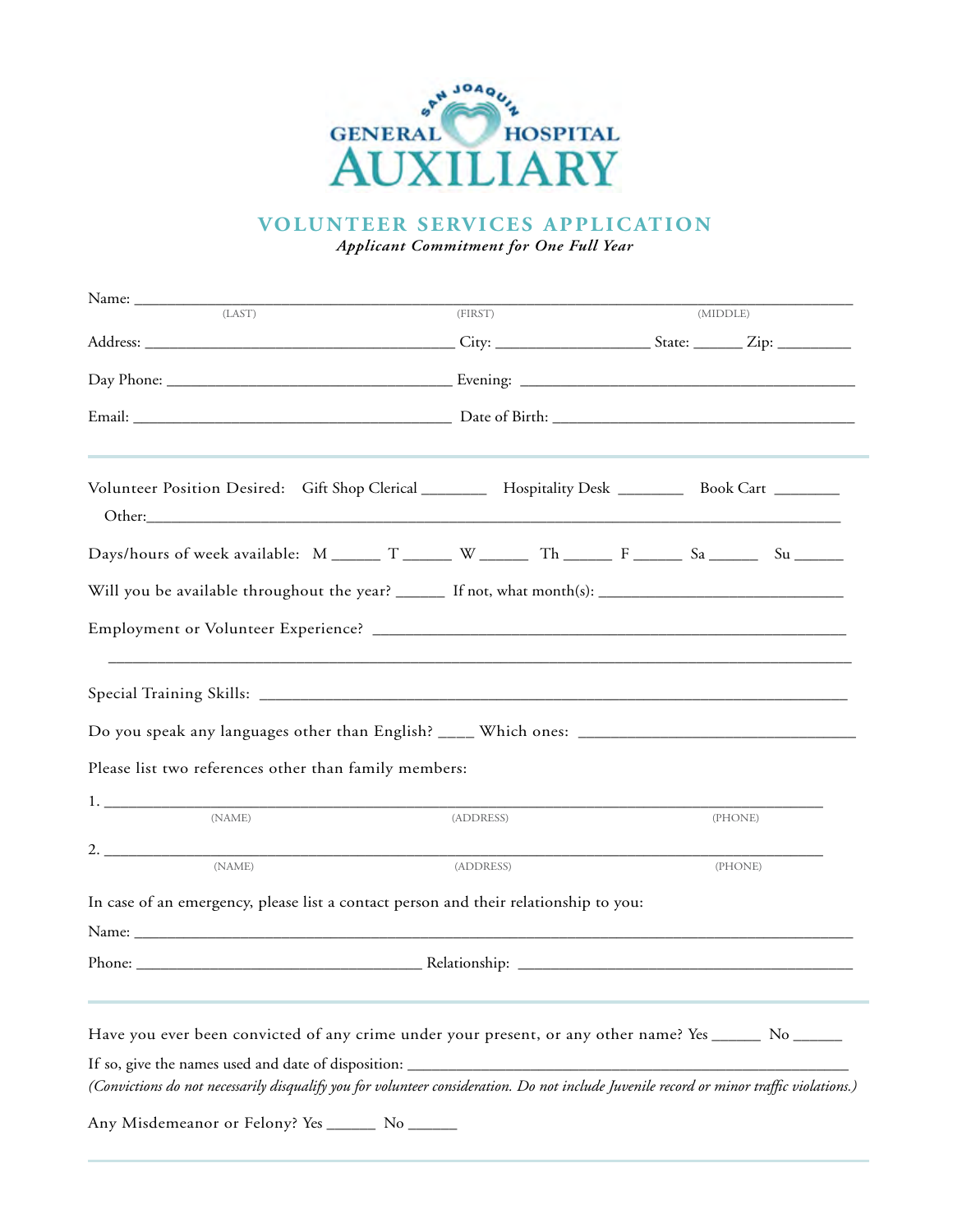# SAN JOAQUIN GENERAL HOSPITAL AUXILIARY

## VOLUNTEER SERVICES APPLICATION

*Applicant Commitment for One Full Year*

Name: ______________________________________________________________________
(LAST) (FIRST) (MIDDLE)

Address: ______________________________ City: _______________ State: ______ Zip: _________

Day Phone: ____________________________ Evening: ____________________________________

Email: ________________________________ Date of Birth: ______________________________

---

Volunteer Position Desired: Gift Shop Clerical ________ Hospitality Desk ________ Book Cart ________

Other:_____________________________________________________________________________

Days/hours of week available: M ______ T ______ W ______ Th ______ F ______ Sa ______ Su ______

Will you be available throughout the year? ______ If not, what month(s): ___________________________

Employment or Volunteer Experience? _____________________________________________________

___________________________________________________________________________________

Special Training Skills: ______________________________________________________________

Do you speak any languages other than English? ____ Which ones: ___________________________

Please list two references other than family members:

1. ______________________________________________________________________________
(NAME) (ADDRESS) (PHONE)

2. ______________________________________________________________________________
(NAME) (ADDRESS) (PHONE)

In case of an emergency, please list a contact person and their relationship to you:

Name: _____________________________________________________________________________

Phone: ____________________________ Relationship: __________________________________

---

Have you ever been convicted of any crime under your present, or any other name? Yes ______ No ______

If so, give the names used and date of disposition: ____________________________________________

*(Convictions do not necessarily disqualify you for volunteer consideration. Do not include Juvenile record or minor traffic violations.)*

Any Misdemeanor or Felony? Yes ______ No ______

---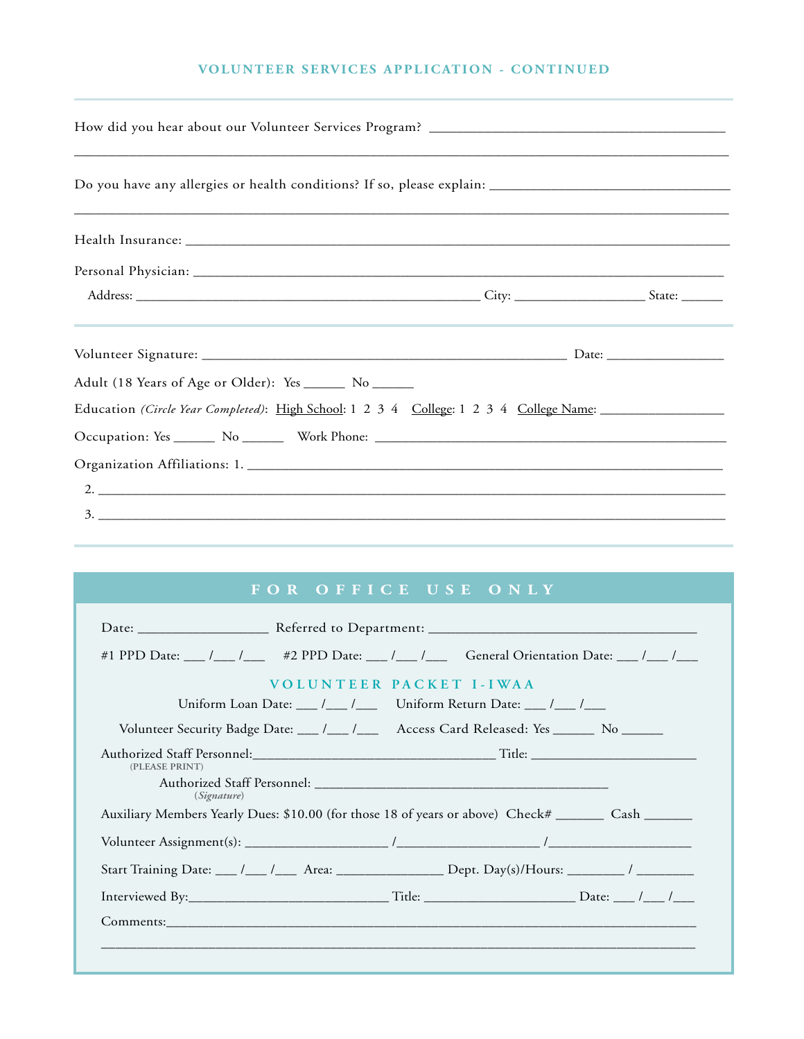## VOLUNTEER SERVICES APPLICATION - CONTINUED

How did you hear about our Volunteer Services Program? ___________________________________________

_______________________________________________________________________________________

Do you have any allergies or health conditions? If so, please explain: ___________________________________

_______________________________________________________________________________________

Health Insurance: _______________________________________________________________________

Personal Physician: _____________________________________________________________________

Address: ___________________________________________ City: _________________ State: ______

---

Volunteer Signature: ______________________________________________ Date: ________________

Adult (18 Years of Age or Older): Yes ______ No ______

Education *(Circle Year Completed)*: High School: 1 2 3 4 College: 1 2 3 4 College Name: _________________

Occupation: Yes ______ No ______ Work Phone: ______________________________________________

Organization Affiliations: 1. __________________________________________________________________

2. ______________________________________________________________________________________

3. ______________________________________________________________________________________

---

## FOR OFFICE USE ONLY

Date: _________________ Referred to Department: ___________________________________

#1 PPD Date: ___ /___ /___ #2 PPD Date: ___ /___ /___ General Orientation Date: ___ /___ /___

### VOLUNTEER PACKET I-IWAA

Uniform Loan Date: ___ /___ /___ Uniform Return Date: ___ /___ /___

Volunteer Security Badge Date: ___ /___ /___ Access Card Released: Yes ______ No ______

Authorized Staff Personnel:_________________________________ Title: _______________________
(PLEASE PRINT)

Authorized Staff Personnel: _________________________________________
(*Signature*)

Auxiliary Members Yearly Dues: $10.00 (for those 18 of years or above) Check# _______ Cash _______

Volunteer Assignment(s): ____________________ /____________________ /____________________

Start Training Date: ___ /___ /___ Area: _______________ Dept. Day(s)/Hours: ________ / ________

Interviewed By:____________________________ Title: _____________________ Date: ___ /___ /___

Comments:______________________________________________________________________________

_______________________________________________________________________________________